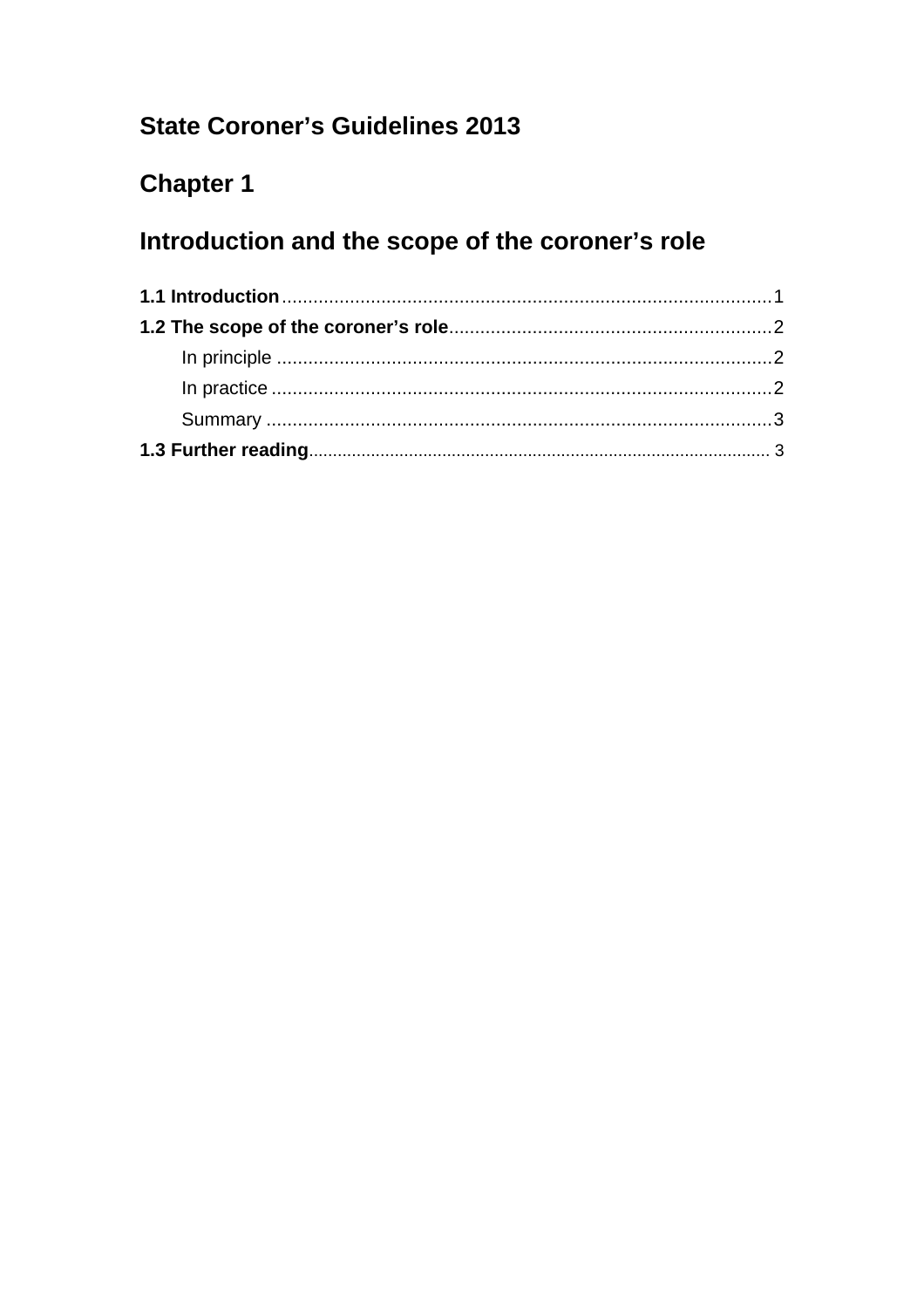# State Coroner’s Guidelines 2013

# Chapter 1

# Introduction and the scope of the coroner’s role

**1.1 Introduction** .......................................................................................... 1

**1.2 The scope of the coroner’s role** ......................................................... 2

In principle ................................................................................................ 2

In practice ................................................................................................. 2

Summary ................................................................................................... 3

**1.3 Further reading** ...................................................................................... 3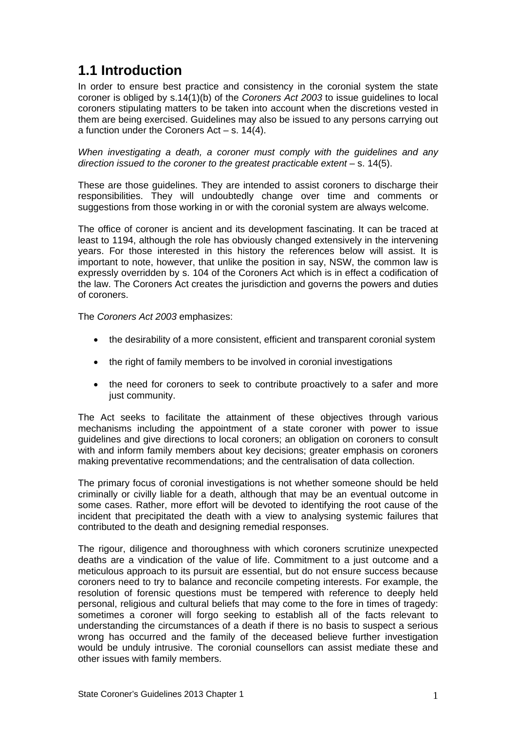## 1.1 Introduction

In order to ensure best practice and consistency in the coronial system the state coroner is obliged by s.14(1)(b) of the *Coroners Act 2003* to issue guidelines to local coroners stipulating matters to be taken into account when the discretions vested in them are being exercised. Guidelines may also be issued to any persons carrying out a function under the Coroners Act – s. 14(4).

*When investigating a death, a coroner must comply with the guidelines and any direction issued to the coroner to the greatest practicable extent* – s. 14(5).

These are those guidelines. They are intended to assist coroners to discharge their responsibilities. They will undoubtedly change over time and comments or suggestions from those working in or with the coronial system are always welcome.

The office of coroner is ancient and its development fascinating. It can be traced at least to 1194, although the role has obviously changed extensively in the intervening years. For those interested in this history the references below will assist. It is important to note, however, that unlike the position in say, NSW, the common law is expressly overridden by s. 104 of the Coroners Act which is in effect a codification of the law. The Coroners Act creates the jurisdiction and governs the powers and duties of coroners.

The *Coroners Act 2003* emphasizes:

- the desirability of a more consistent, efficient and transparent coronial system
- the right of family members to be involved in coronial investigations
- the need for coroners to seek to contribute proactively to a safer and more just community.

The Act seeks to facilitate the attainment of these objectives through various mechanisms including the appointment of a state coroner with power to issue guidelines and give directions to local coroners; an obligation on coroners to consult with and inform family members about key decisions; greater emphasis on coroners making preventative recommendations; and the centralisation of data collection.

The primary focus of coronial investigations is not whether someone should be held criminally or civilly liable for a death, although that may be an eventual outcome in some cases. Rather, more effort will be devoted to identifying the root cause of the incident that precipitated the death with a view to analysing systemic failures that contributed to the death and designing remedial responses.

The rigour, diligence and thoroughness with which coroners scrutinize unexpected deaths are a vindication of the value of life. Commitment to a just outcome and a meticulous approach to its pursuit are essential, but do not ensure success because coroners need to try to balance and reconcile competing interests. For example, the resolution of forensic questions must be tempered with reference to deeply held personal, religious and cultural beliefs that may come to the fore in times of tragedy: sometimes a coroner will forgo seeking to establish all of the facts relevant to understanding the circumstances of a death if there is no basis to suspect a serious wrong has occurred and the family of the deceased believe further investigation would be unduly intrusive. The coronial counsellors can assist mediate these and other issues with family members.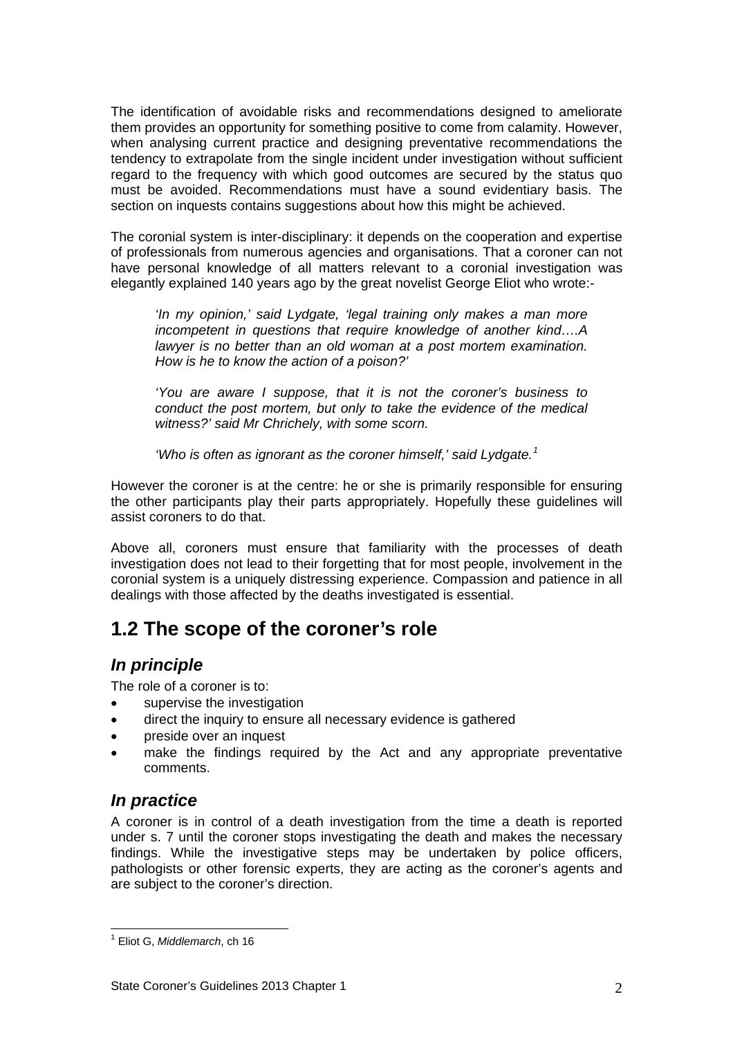The identification of avoidable risks and recommendations designed to ameliorate them provides an opportunity for something positive to come from calamity. However, when analysing current practice and designing preventative recommendations the tendency to extrapolate from the single incident under investigation without sufficient regard to the frequency with which good outcomes are secured by the status quo must be avoided. Recommendations must have a sound evidentiary basis. The section on inquests contains suggestions about how this might be achieved.

The coronial system is inter-disciplinary: it depends on the cooperation and expertise of professionals from numerous agencies and organisations. That a coroner can not have personal knowledge of all matters relevant to a coronial investigation was elegantly explained 140 years ago by the great novelist George Eliot who wrote:-

> *'In my opinion,' said Lydgate, 'legal training only makes a man more incompetent in questions that require knowledge of another kind….A lawyer is no better than an old woman at a post mortem examination. How is he to know the action of a poison?'*
>
> *'You are aware I suppose, that it is not the coroner's business to conduct the post mortem, but only to take the evidence of the medical witness?' said Mr Chrichely, with some scorn.*
>
> *'Who is often as ignorant as the coroner himself,' said Lydgate.*[1]

However the coroner is at the centre: he or she is primarily responsible for ensuring the other participants play their parts appropriately. Hopefully these guidelines will assist coroners to do that.

Above all, coroners must ensure that familiarity with the processes of death investigation does not lead to their forgetting that for most people, involvement in the coronial system is a uniquely distressing experience. Compassion and patience in all dealings with those affected by the deaths investigated is essential.

## 1.2 The scope of the coroner's role

### *In principle*

The role of a coroner is to:

- supervise the investigation
- direct the inquiry to ensure all necessary evidence is gathered
- preside over an inquest
- make the findings required by the Act and any appropriate preventative comments.

### *In practice*

A coroner is in control of a death investigation from the time a death is reported under s. 7 until the coroner stops investigating the death and makes the necessary findings. While the investigative steps may be undertaken by police officers, pathologists or other forensic experts, they are acting as the coroner's agents and are subject to the coroner's direction.

---

[1] Eliot G, *Middlemarch*, ch 16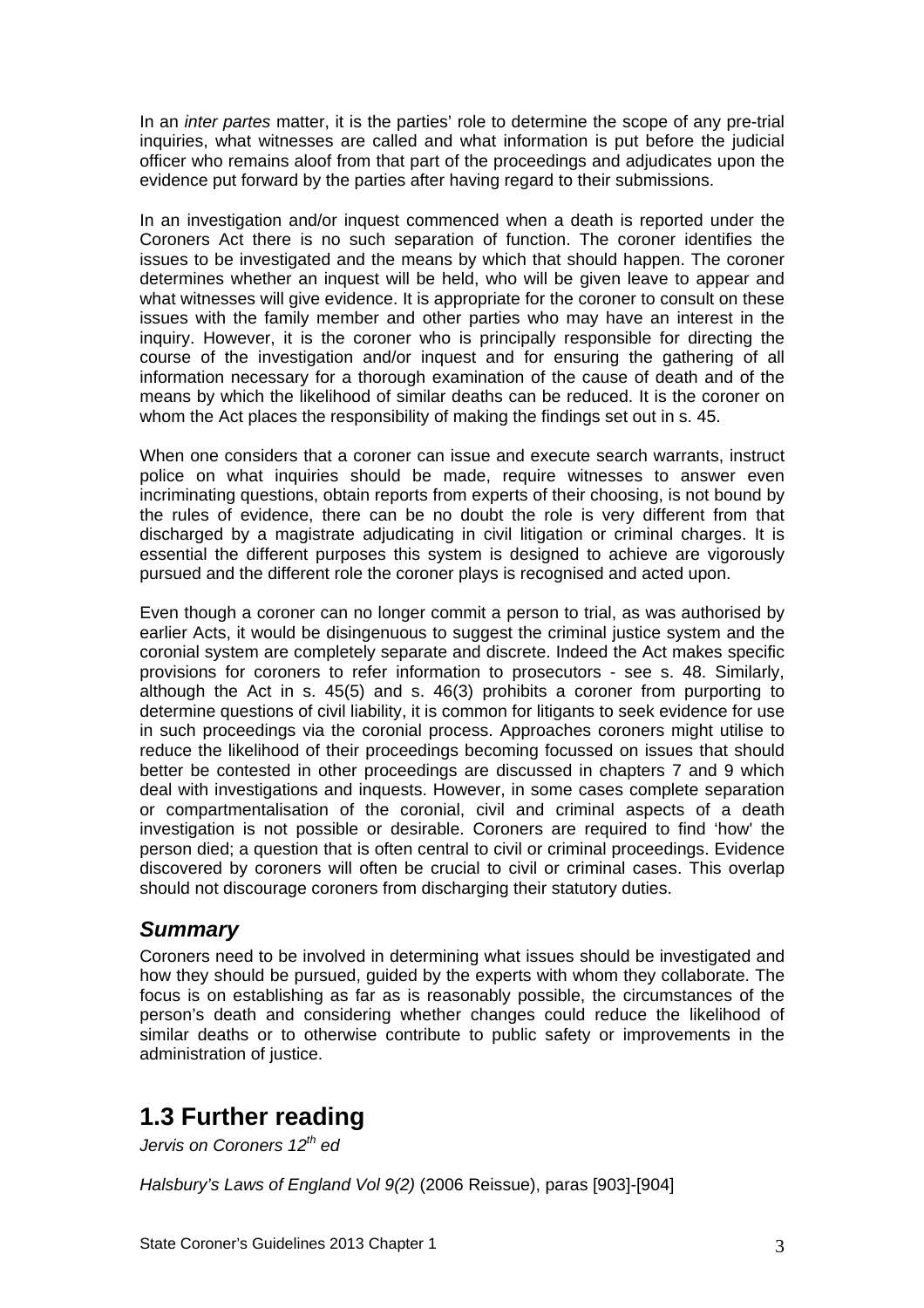In an *inter partes* matter, it is the parties' role to determine the scope of any pre-trial inquiries, what witnesses are called and what information is put before the judicial officer who remains aloof from that part of the proceedings and adjudicates upon the evidence put forward by the parties after having regard to their submissions.

In an investigation and/or inquest commenced when a death is reported under the Coroners Act there is no such separation of function. The coroner identifies the issues to be investigated and the means by which that should happen. The coroner determines whether an inquest will be held, who will be given leave to appear and what witnesses will give evidence. It is appropriate for the coroner to consult on these issues with the family member and other parties who may have an interest in the inquiry. However, it is the coroner who is principally responsible for directing the course of the investigation and/or inquest and for ensuring the gathering of all information necessary for a thorough examination of the cause of death and of the means by which the likelihood of similar deaths can be reduced. It is the coroner on whom the Act places the responsibility of making the findings set out in s. 45.

When one considers that a coroner can issue and execute search warrants, instruct police on what inquiries should be made, require witnesses to answer even incriminating questions, obtain reports from experts of their choosing, is not bound by the rules of evidence, there can be no doubt the role is very different from that discharged by a magistrate adjudicating in civil litigation or criminal charges. It is essential the different purposes this system is designed to achieve are vigorously pursued and the different role the coroner plays is recognised and acted upon.

Even though a coroner can no longer commit a person to trial, as was authorised by earlier Acts, it would be disingenuous to suggest the criminal justice system and the coronial system are completely separate and discrete. Indeed the Act makes specific provisions for coroners to refer information to prosecutors - see s. 48. Similarly, although the Act in s. 45(5) and s. 46(3) prohibits a coroner from purporting to determine questions of civil liability, it is common for litigants to seek evidence for use in such proceedings via the coronial process. Approaches coroners might utilise to reduce the likelihood of their proceedings becoming focussed on issues that should better be contested in other proceedings are discussed in chapters 7 and 9 which deal with investigations and inquests. However, in some cases complete separation or compartmentalisation of the coronial, civil and criminal aspects of a death investigation is not possible or desirable. Coroners are required to find 'how' the person died; a question that is often central to civil or criminal proceedings. Evidence discovered by coroners will often be crucial to civil or criminal cases. This overlap should not discourage coroners from discharging their statutory duties.

### *Summary*

Coroners need to be involved in determining what issues should be investigated and how they should be pursued, guided by the experts with whom they collaborate. The focus is on establishing as far as is reasonably possible, the circumstances of the person's death and considering whether changes could reduce the likelihood of similar deaths or to otherwise contribute to public safety or improvements in the administration of justice.

## 1.3 Further reading

*Jervis on Coroners 12th ed*

*Halsbury's Laws of England Vol 9(2)* (2006 Reissue), paras [903]-[904]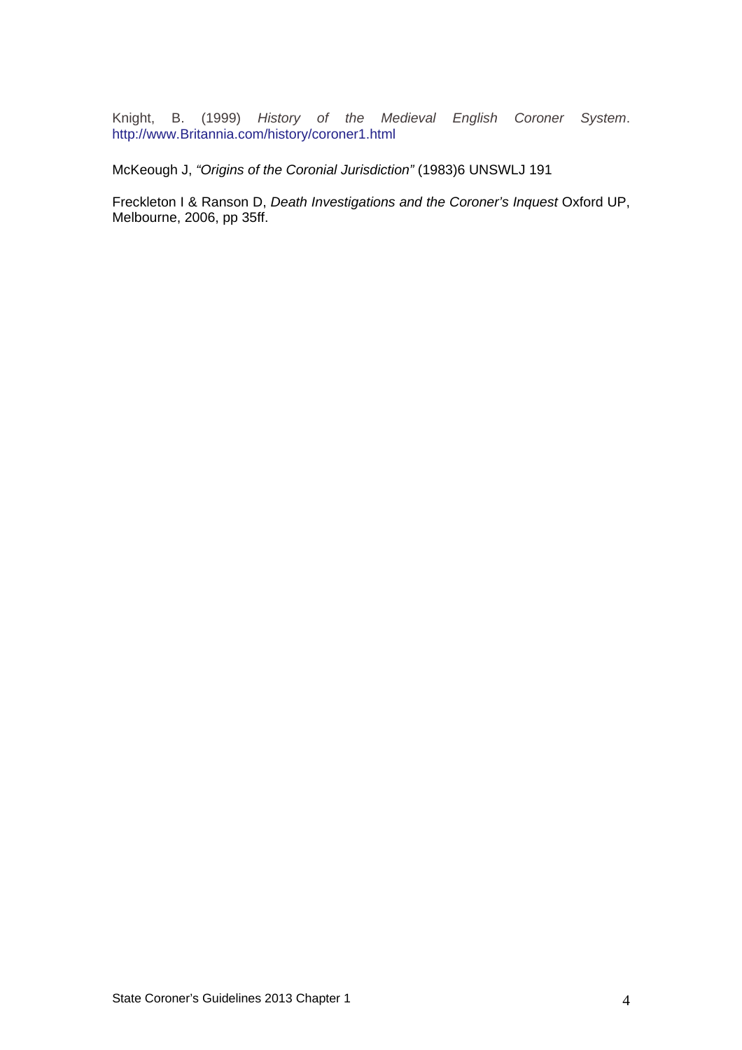Knight, B. (1999) *History of the Medieval English Coroner System*. http://www.Britannia.com/history/coroner1.html

McKeough J, *"Origins of the Coronial Jurisdiction"* (1983)6 UNSWLJ 191

Freckleton I & Ranson D, *Death Investigations and the Coroner's Inquest* Oxford UP, Melbourne, 2006, pp 35ff.